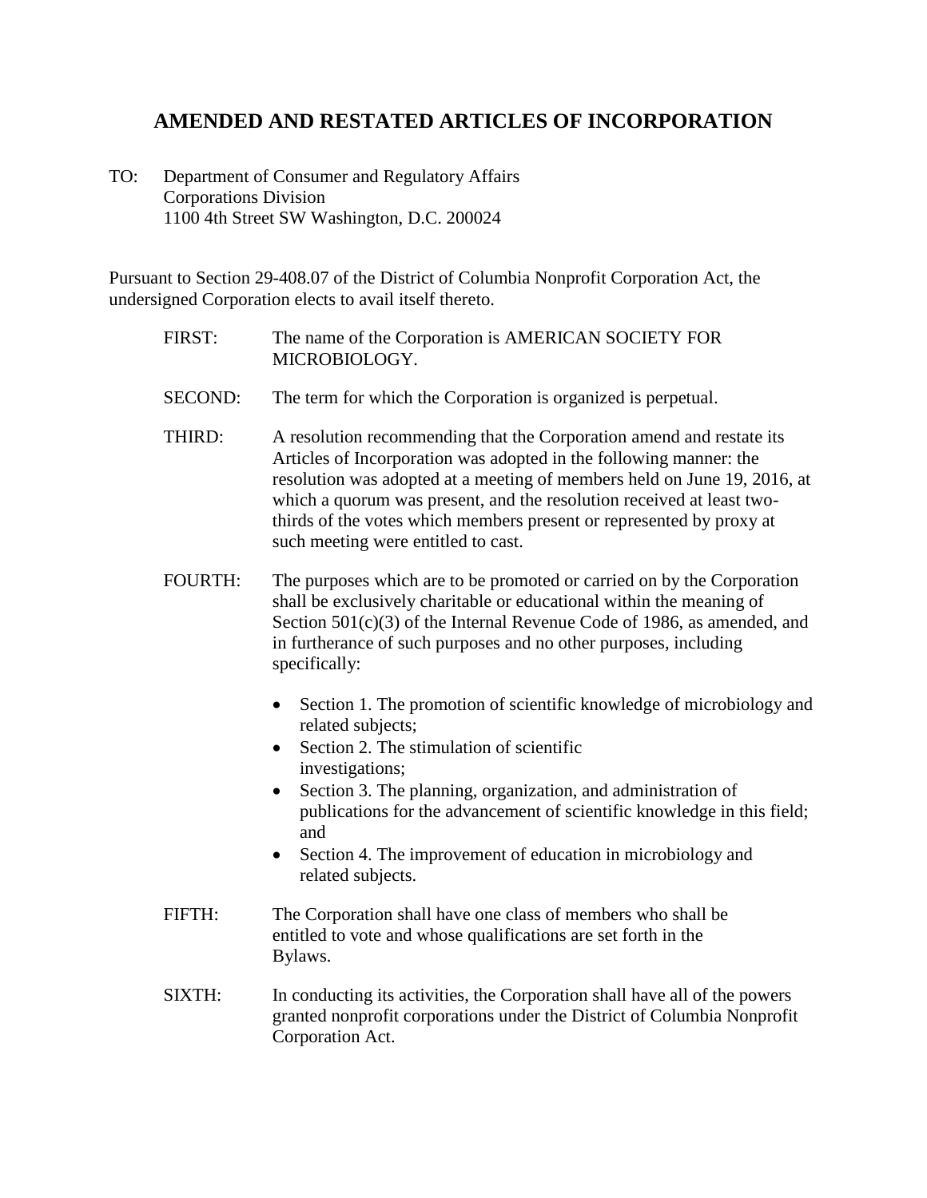# AMENDED AND RESTATED ARTICLES OF INCORPORATION

TO: Department of Consumer and Regulatory Affairs
Corporations Division
1100 4th Street SW Washington, D.C. 200024

Pursuant to Section 29-408.07 of the District of Columbia Nonprofit Corporation Act, the undersigned Corporation elects to avail itself thereto.

FIRST: The name of the Corporation is AMERICAN SOCIETY FOR MICROBIOLOGY.

SECOND: The term for which the Corporation is organized is perpetual.

THIRD: A resolution recommending that the Corporation amend and restate its Articles of Incorporation was adopted in the following manner: the resolution was adopted at a meeting of members held on June 19, 2016, at which a quorum was present, and the resolution received at least two-thirds of the votes which members present or represented by proxy at such meeting were entitled to cast.

FOURTH: The purposes which are to be promoted or carried on by the Corporation shall be exclusively charitable or educational within the meaning of Section 501(c)(3) of the Internal Revenue Code of 1986, as amended, and in furtherance of such purposes and no other purposes, including specifically:

- Section 1. The promotion of scientific knowledge of microbiology and related subjects;
- Section 2. The stimulation of scientific investigations;
- Section 3. The planning, organization, and administration of publications for the advancement of scientific knowledge in this field; and
- Section 4. The improvement of education in microbiology and related subjects.

FIFTH: The Corporation shall have one class of members who shall be entitled to vote and whose qualifications are set forth in the Bylaws.

SIXTH: In conducting its activities, the Corporation shall have all of the powers granted nonprofit corporations under the District of Columbia Nonprofit Corporation Act.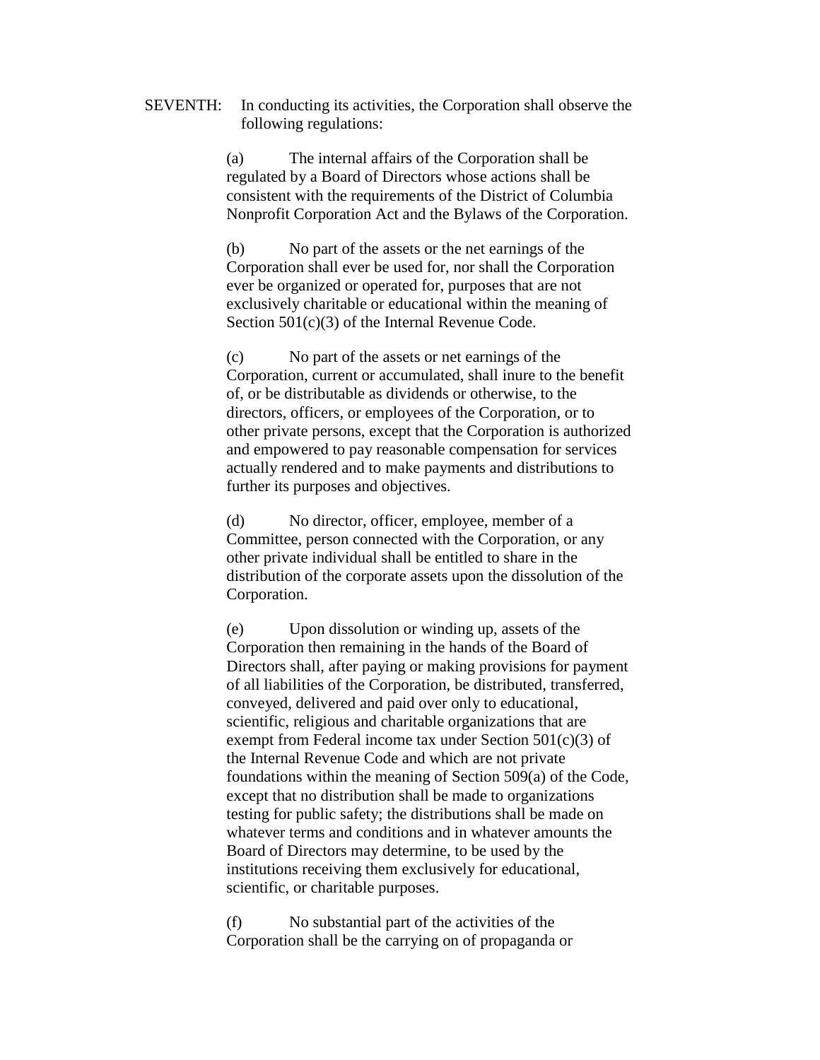SEVENTH: In conducting its activities, the Corporation shall observe the following regulations:

(a) The internal affairs of the Corporation shall be regulated by a Board of Directors whose actions shall be consistent with the requirements of the District of Columbia Nonprofit Corporation Act and the Bylaws of the Corporation.

(b) No part of the assets or the net earnings of the Corporation shall ever be used for, nor shall the Corporation ever be organized or operated for, purposes that are not exclusively charitable or educational within the meaning of Section 501(c)(3) of the Internal Revenue Code.

(c) No part of the assets or net earnings of the Corporation, current or accumulated, shall inure to the benefit of, or be distributable as dividends or otherwise, to the directors, officers, or employees of the Corporation, or to other private persons, except that the Corporation is authorized and empowered to pay reasonable compensation for services actually rendered and to make payments and distributions to further its purposes and objectives.

(d) No director, officer, employee, member of a Committee, person connected with the Corporation, or any other private individual shall be entitled to share in the distribution of the corporate assets upon the dissolution of the Corporation.

(e) Upon dissolution or winding up, assets of the Corporation then remaining in the hands of the Board of Directors shall, after paying or making provisions for payment of all liabilities of the Corporation, be distributed, transferred, conveyed, delivered and paid over only to educational, scientific, religious and charitable organizations that are exempt from Federal income tax under Section 501(c)(3) of the Internal Revenue Code and which are not private foundations within the meaning of Section 509(a) of the Code, except that no distribution shall be made to organizations testing for public safety; the distributions shall be made on whatever terms and conditions and in whatever amounts the Board of Directors may determine, to be used by the institutions receiving them exclusively for educational, scientific, or charitable purposes.

(f) No substantial part of the activities of the Corporation shall be the carrying on of propaganda or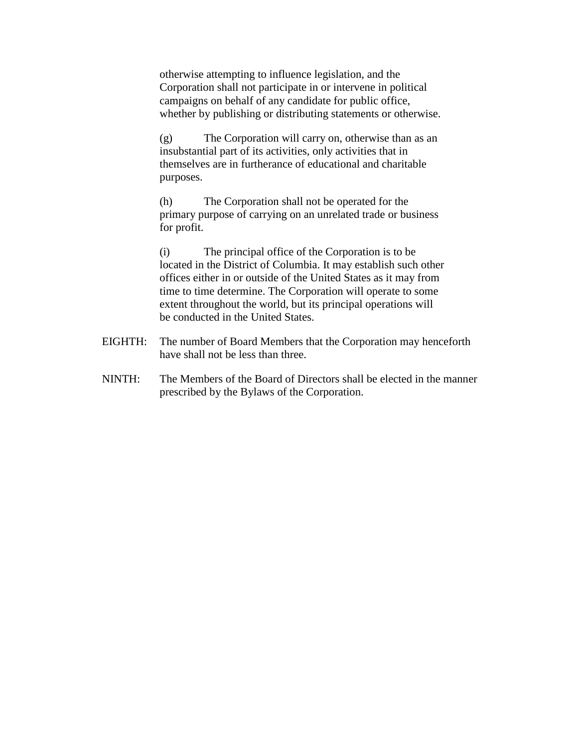otherwise attempting to influence legislation, and the Corporation shall not participate in or intervene in political campaigns on behalf of any candidate for public office, whether by publishing or distributing statements or otherwise.

(g) The Corporation will carry on, otherwise than as an insubstantial part of its activities, only activities that in themselves are in furtherance of educational and charitable purposes.

(h) The Corporation shall not be operated for the primary purpose of carrying on an unrelated trade or business for profit.

(i) The principal office of the Corporation is to be located in the District of Columbia. It may establish such other offices either in or outside of the United States as it may from time to time determine. The Corporation will operate to some extent throughout the world, but its principal operations will be conducted in the United States.

EIGHTH: The number of Board Members that the Corporation may henceforth have shall not be less than three.

NINTH: The Members of the Board of Directors shall be elected in the manner prescribed by the Bylaws of the Corporation.